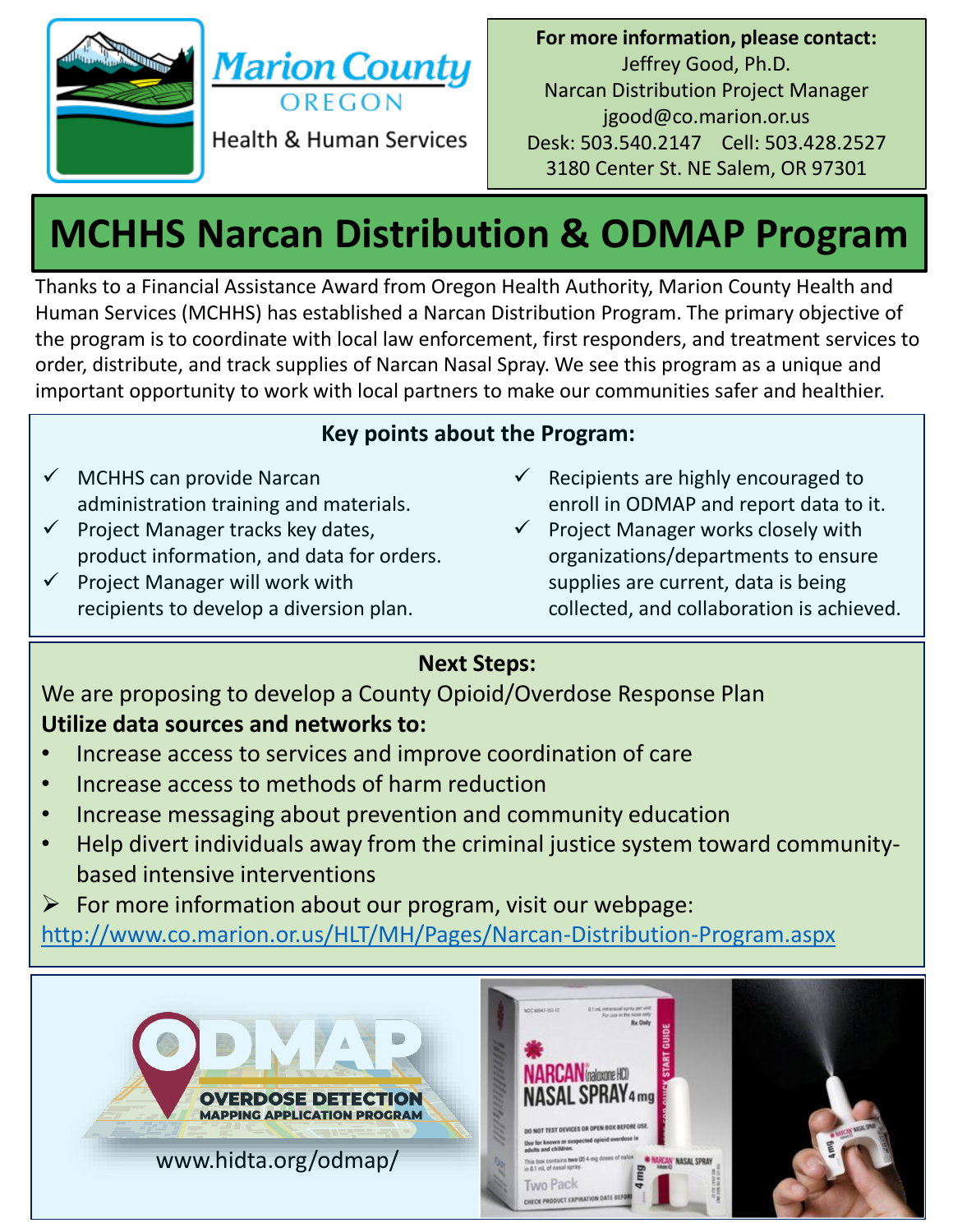Marion County OREGON

Health & Human Services

**For more information, please contact:**
Jeffrey Good, Ph.D.
Narcan Distribution Project Manager
jgood@co.marion.or.us
Desk: 503.540.2147 Cell: 503.428.2527
3180 Center St. NE Salem, OR 97301

# MCHHS Narcan Distribution & ODMAP Program

Thanks to a Financial Assistance Award from Oregon Health Authority, Marion County Health and Human Services (MCHHS) has established a Narcan Distribution Program. The primary objective of the program is to coordinate with local law enforcement, first responders, and treatment services to order, distribute, and track supplies of Narcan Nasal Spray. We see this program as a unique and important opportunity to work with local partners to make our communities safer and healthier.

**Key points about the Program:**

- ✓ MCHHS can provide Narcan administration training and materials.
- ✓ Project Manager tracks key dates, product information, and data for orders.
- ✓ Project Manager will work with recipients to develop a diversion plan.
- ✓ Recipients are highly encouraged to enroll in ODMAP and report data to it.
- ✓ Project Manager works closely with organizations/departments to ensure supplies are current, data is being collected, and collaboration is achieved.

**Next Steps:**

We are proposing to develop a County Opioid/Overdose Response Plan

**Utilize data sources and networks to:**

- Increase access to services and improve coordination of care
- Increase access to methods of harm reduction
- Increase messaging about prevention and community education
- Help divert individuals away from the criminal justice system toward community-based intensive interventions

➢ For more information about our program, visit our webpage:
http://www.co.marion.or.us/HLT/MH/Pages/Narcan-Distribution-Program.aspx

ODMAP OVERDOSE DETECTION MAPPING APPLICATION PROGRAM

www.hidta.org/odmap/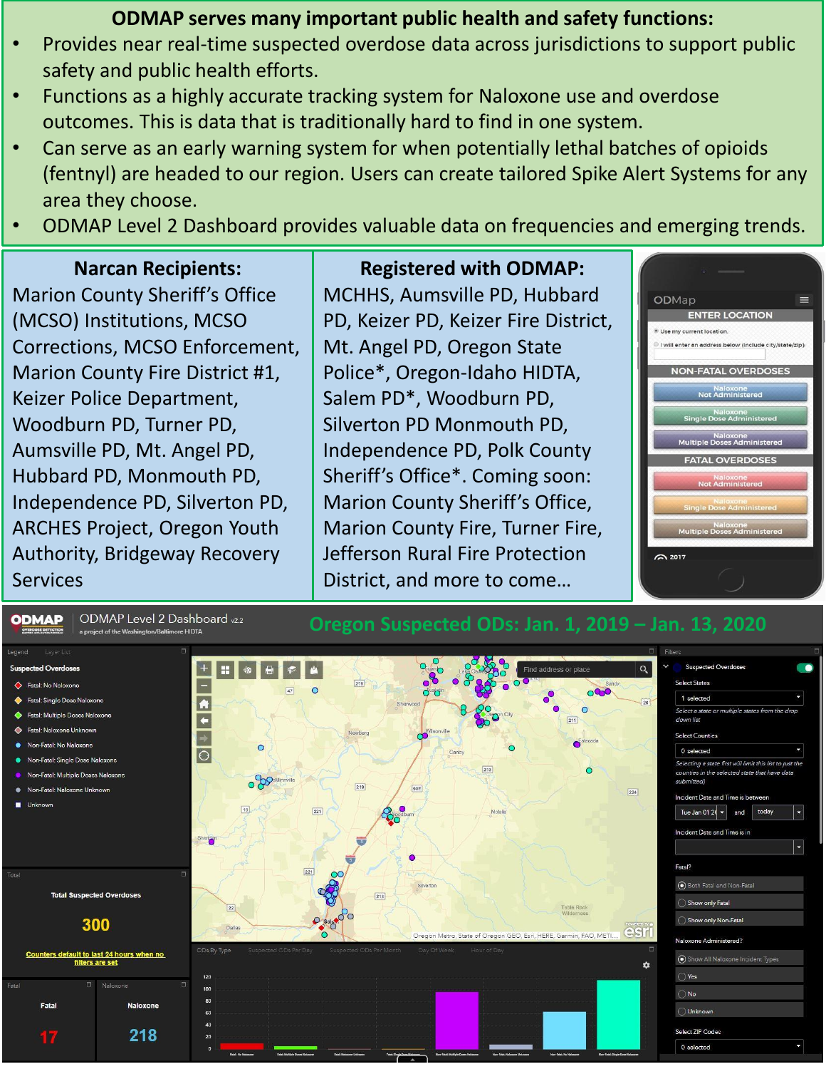## ODMAP serves many important public health and safety functions:

- Provides near real-time suspected overdose data across jurisdictions to support public safety and public health efforts.
- Functions as a highly accurate tracking system for Naloxone use and overdose outcomes. This is data that is traditionally hard to find in one system.
- Can serve as an early warning system for when potentially lethal batches of opioids (fentnyl) are headed to our region. Users can create tailored Spike Alert Systems for any area they choose.
- ODMAP Level 2 Dashboard provides valuable data on frequencies and emerging trends.

### Narcan Recipients:

Marion County Sheriff's Office (MCSO) Institutions, MCSO Corrections, MCSO Enforcement, Marion County Fire District #1, Keizer Police Department, Woodburn PD, Turner PD, Aumsville PD, Mt. Angel PD, Hubbard PD, Monmouth PD, Independence PD, Silverton PD, ARCHES Project, Oregon Youth Authority, Bridgeway Recovery Services

### Registered with ODMAP:

MCHHS, Aumsville PD, Hubbard PD, Keizer PD, Keizer Fire District, Mt. Angel PD, Oregon State Police*, Oregon-Idaho HIDTA, Salem PD*, Woodburn PD, Silverton PD Monmouth PD, Independence PD, Polk County Sheriff's Office*. Coming soon: Marion County Sheriff's Office, Marion County Fire, Turner Fire, Jefferson Rural Fire Protection District, and more to come…

ODMap
ENTER LOCATION
Use my current location.
I will enter an address below (include city/state/zip):
NON-FATAL OVERDOSES
Naloxone Not Administered
Naloxone Single Dose Administered
Naloxone Multiple Doses Administered
FATAL OVERDOSES
Naloxone Not Administered
Naloxone Single Dose Administered
Naloxone Multiple Doses Administered
© 2017

ODMAP Level 2 Dashboard v2.2
a project of the Washington/Baltimore HIDTA

**Oregon Suspected ODs: Jan. 1, 2019 – Jan. 13, 2020**

Suspected Overdoses
Fatal: No Naloxone
Fatal: Single Dose Naloxone
Fatal: Multiple Doses Naloxone
Fatal: Naloxone Unknown
Non-Fatal: No Naloxone
Non-Fatal: Single Dose Naloxone
Non-Fatal: Multiple Doses Naloxone
Non-Fatal: Naloxone Unknown
Unknown

Total Suspected Overdoses
300
Counters default to last 24 hours when no filters are set

Fatal
17

Naloxone
218

ODs By Type
120
100
80
60
40
20
0